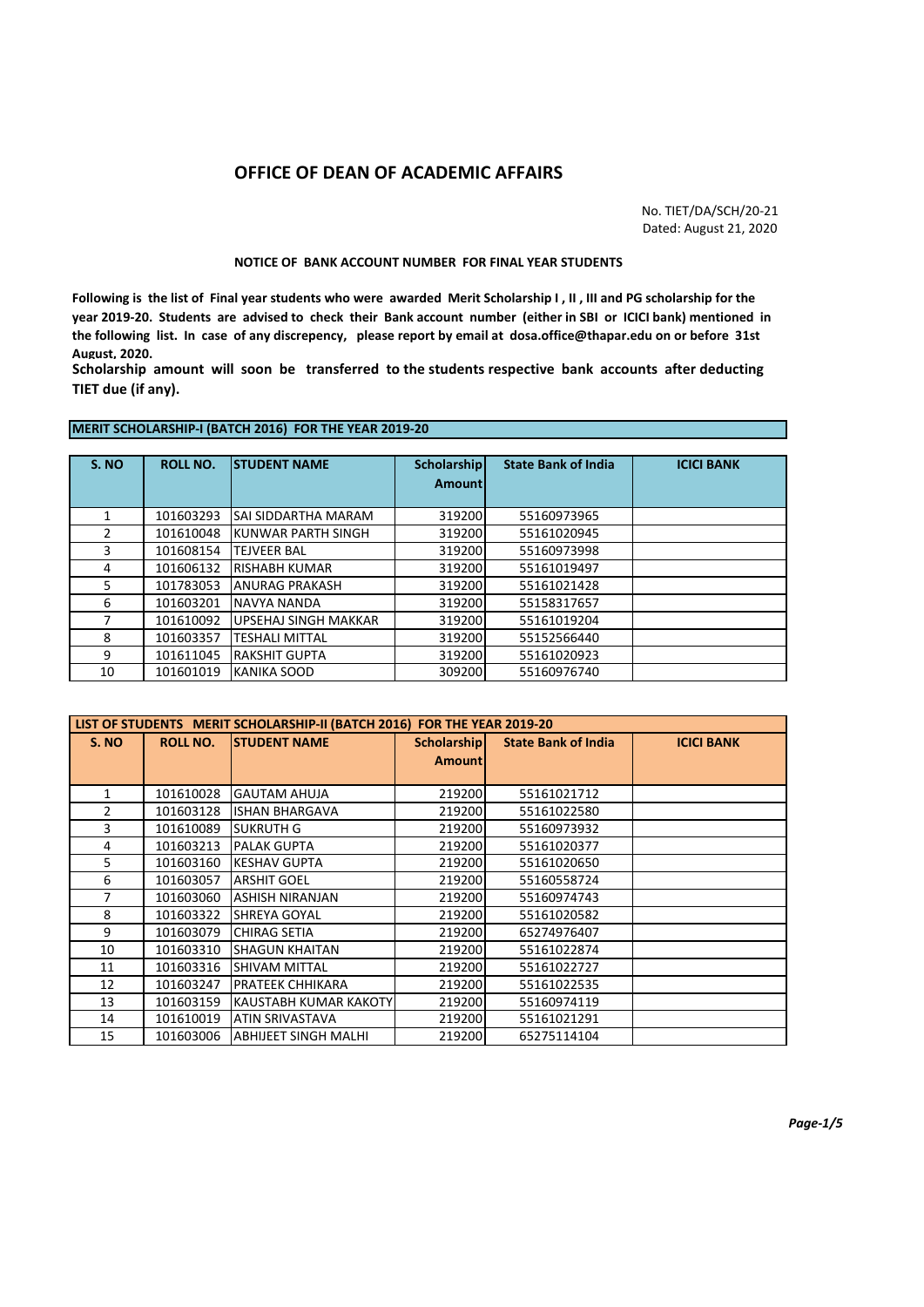# OFFICE OF DEAN OF ACADEMIC AFFAIRS

No. TIET/DA/SCH/20-21
Dated: August 21, 2020

### NOTICE OF BANK ACCOUNT NUMBER FOR FINAL YEAR STUDENTS

**Following is the list of Final year students who were awarded Merit Scholarship I , II , III and PG scholarship for the year 2019-20. Students are advised to check their Bank account number (either in SBI or ICICI bank) mentioned in the following list. In case of any discrepency, please report by email at dosa.office@thapar.edu on or before 31st August, 2020.**

**Scholarship amount will soon be transferred to the students respective bank accounts after deducting TIET due (if any).**

**MERIT SCHOLARSHIP-I (BATCH 2016) FOR THE YEAR 2019-20**

| S. NO | ROLL NO. | STUDENT NAME | Scholarship Amount | State Bank of India | ICICI BANK |
|---|---|---|---|---|---|
| 1 | 101603293 | SAI SIDDARTHA MARAM | 319200 | 55160973965 | |
| 2 | 101610048 | KUNWAR PARTH SINGH | 319200 | 55161020945 | |
| 3 | 101608154 | TEJVEER BAL | 319200 | 55160973998 | |
| 4 | 101606132 | RISHABH KUMAR | 319200 | 55161019497 | |
| 5 | 101783053 | ANURAG PRAKASH | 319200 | 55161021428 | |
| 6 | 101603201 | NAVYA NANDA | 319200 | 55158317657 | |
| 7 | 101610092 | UPSEHAJ SINGH MAKKAR | 319200 | 55161019204 | |
| 8 | 101603357 | TESHALI MITTAL | 319200 | 55152566440 | |
| 9 | 101611045 | RAKSHIT GUPTA | 319200 | 55161020923 | |
| 10 | 101601019 | KANIKA SOOD | 309200 | 55160976740 | |

**LIST OF STUDENTS MERIT SCHOLARSHIP-II (BATCH 2016) FOR THE YEAR 2019-20**

| S. NO | ROLL NO. | STUDENT NAME | Scholarship Amount | State Bank of India | ICICI BANK |
|---|---|---|---|---|---|
| 1 | 101610028 | GAUTAM AHUJA | 219200 | 55161021712 | |
| 2 | 101603128 | ISHAN BHARGAVA | 219200 | 55161022580 | |
| 3 | 101610089 | SUKRUTH G | 219200 | 55160973932 | |
| 4 | 101603213 | PALAK GUPTA | 219200 | 55161020377 | |
| 5 | 101603160 | KESHAV GUPTA | 219200 | 55161020650 | |
| 6 | 101603057 | ARSHIT GOEL | 219200 | 55160558724 | |
| 7 | 101603060 | ASHISH NIRANJAN | 219200 | 55160974743 | |
| 8 | 101603322 | SHREYA GOYAL | 219200 | 55161020582 | |
| 9 | 101603079 | CHIRAG SETIA | 219200 | 65274976407 | |
| 10 | 101603310 | SHAGUN KHAITAN | 219200 | 55161022874 | |
| 11 | 101603316 | SHIVAM MITTAL | 219200 | 55161022727 | |
| 12 | 101603247 | PRATEEK CHHIKARA | 219200 | 55161022535 | |
| 13 | 101603159 | KAUSTABH KUMAR KAKOTY | 219200 | 55160974119 | |
| 14 | 101610019 | ATIN SRIVASTAVA | 219200 | 55161021291 | |
| 15 | 101603006 | ABHIJEET SINGH MALHI | 219200 | 65275114104 | |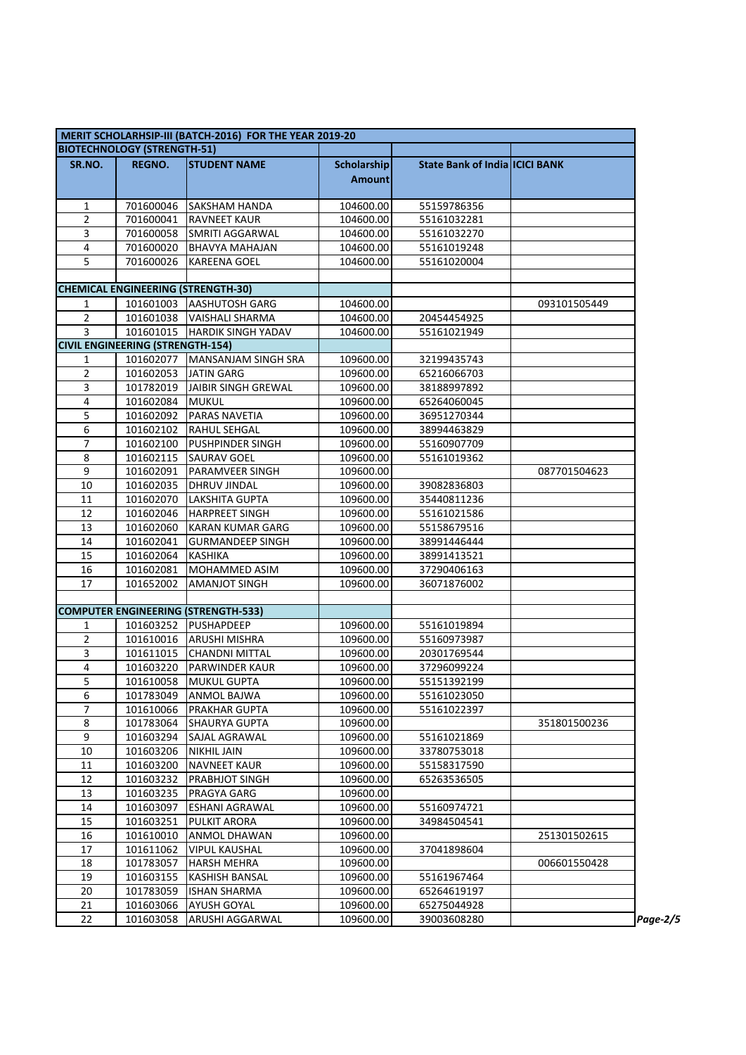| MERIT SCHOLARHSIP-III (BATCH-2016) FOR THE YEAR 2019-20 | | | | | |
|---|---|---|---|---|---|
| **BIOTECHNOLOGY (STRENGTH-51)** | | | | | |
| **SR.NO.** | **REGNO.** | **STUDENT NAME** | **Scholarship Amount** | **State Bank of India** | **ICICI BANK** |
| 1 | 701600046 | SAKSHAM HANDA | 104600.00 | 55159786356 | |
| 2 | 701600041 | RAVNEET KAUR | 104600.00 | 55161032281 | |
| 3 | 701600058 | SMRITI AGGARWAL | 104600.00 | 55161032270 | |
| 4 | 701600020 | BHAVYA MAHAJAN | 104600.00 | 55161019248 | |
| 5 | 701600026 | KAREENA GOEL | 104600.00 | 55161020004 | |
| | | | | | |
| **CHEMICAL ENGINEERING (STRENGTH-30)** | | | | | |
| 1 | 101601003 | AASHUTOSH GARG | 104600.00 | | 093101505449 |
| 2 | 101601038 | VAISHALI SHARMA | 104600.00 | 20454454925 | |
| 3 | 101601015 | HARDIK SINGH YADAV | 104600.00 | 55161021949 | |
| **CIVIL ENGINEERING (STRENGTH-154)** | | | | | |
| 1 | 101602077 | MANSANJAM SINGH SRA | 109600.00 | 32199435743 | |
| 2 | 101602053 | JATIN GARG | 109600.00 | 65216066703 | |
| 3 | 101782019 | JAIBIR SINGH GREWAL | 109600.00 | 38188997892 | |
| 4 | 101602084 | MUKUL | 109600.00 | 65264060045 | |
| 5 | 101602092 | PARAS NAVETIA | 109600.00 | 36951270344 | |
| 6 | 101602102 | RAHUL SEHGAL | 109600.00 | 38994463829 | |
| 7 | 101602100 | PUSHPINDER SINGH | 109600.00 | 55160907709 | |
| 8 | 101602115 | SAURAV GOEL | 109600.00 | 55161019362 | |
| 9 | 101602091 | PARAMVEER SINGH | 109600.00 | | 087701504623 |
| 10 | 101602035 | DHRUV JINDAL | 109600.00 | 39082836803 | |
| 11 | 101602070 | LAKSHITA GUPTA | 109600.00 | 35440811236 | |
| 12 | 101602046 | HARPREET SINGH | 109600.00 | 55161021586 | |
| 13 | 101602060 | KARAN KUMAR GARG | 109600.00 | 55158679516 | |
| 14 | 101602041 | GURMANDEEP SINGH | 109600.00 | 38991446444 | |
| 15 | 101602064 | KASHIKA | 109600.00 | 38991413521 | |
| 16 | 101602081 | MOHAMMED ASIM | 109600.00 | 37290406163 | |
| 17 | 101652002 | AMANJOT SINGH | 109600.00 | 36071876002 | |
| | | | | | |
| **COMPUTER ENGINEERING (STRENGTH-533)** | | | | | |
| 1 | 101603252 | PUSHAPDEEP | 109600.00 | 55161019894 | |
| 2 | 101610016 | ARUSHI MISHRA | 109600.00 | 55160973987 | |
| 3 | 101611015 | CHANDNI MITTAL | 109600.00 | 20301769544 | |
| 4 | 101603220 | PARWINDER KAUR | 109600.00 | 37296099224 | |
| 5 | 101610058 | MUKUL GUPTA | 109600.00 | 55151392199 | |
| 6 | 101783049 | ANMOL BAJWA | 109600.00 | 55161023050 | |
| 7 | 101610066 | PRAKHAR GUPTA | 109600.00 | 55161022397 | |
| 8 | 101783064 | SHAURYA GUPTA | 109600.00 | | 351801500236 |
| 9 | 101603294 | SAJAL AGRAWAL | 109600.00 | 55161021869 | |
| 10 | 101603206 | NIKHIL JAIN | 109600.00 | 33780753018 | |
| 11 | 101603200 | NAVNEET KAUR | 109600.00 | 55158317590 | |
| 12 | 101603232 | PRABHJOT SINGH | 109600.00 | 65263536505 | |
| 13 | 101603235 | PRAGYA GARG | 109600.00 | | |
| 14 | 101603097 | ESHANI AGRAWAL | 109600.00 | 55160974721 | |
| 15 | 101603251 | PULKIT ARORA | 109600.00 | 34984504541 | |
| 16 | 101610010 | ANMOL DHAWAN | 109600.00 | | 251301502615 |
| 17 | 101611062 | VIPUL KAUSHAL | 109600.00 | 37041898604 | |
| 18 | 101783057 | HARSH MEHRA | 109600.00 | | 006601550428 |
| 19 | 101603155 | KASHISH BANSAL | 109600.00 | 55161967464 | |
| 20 | 101783059 | ISHAN SHARMA | 109600.00 | 65264619197 | |
| 21 | 101603066 | AYUSH GOYAL | 109600.00 | 65275044928 | |
| 22 | 101603058 | ARUSHI AGGARWAL | 109600.00 | 39003608280 | |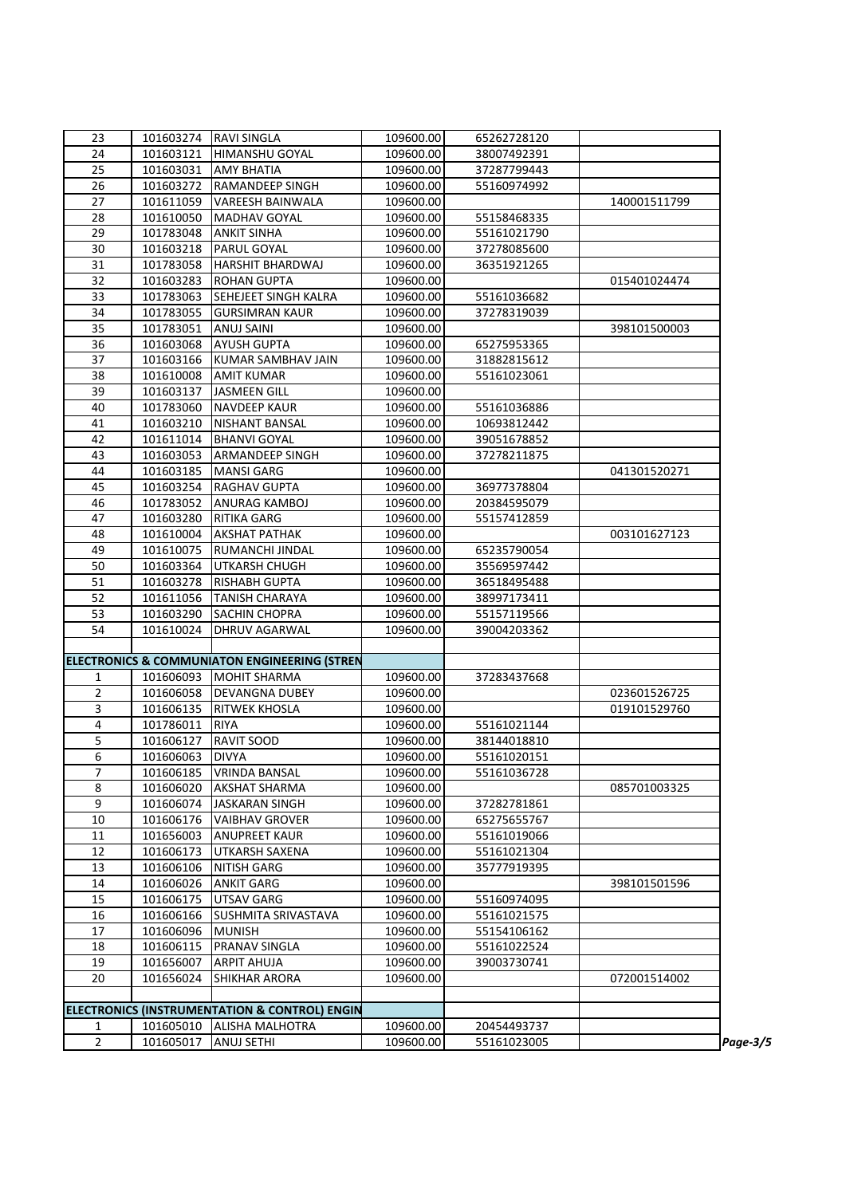| | | | | | |
|---|---|---|---|---|---|
| 23 | 101603274 | RAVI SINGLA | 109600.00 | 65262728120 | |
| 24 | 101603121 | HIMANSHU GOYAL | 109600.00 | 38007492391 | |
| 25 | 101603031 | AMY BHATIA | 109600.00 | 37287799443 | |
| 26 | 101603272 | RAMANDEEP SINGH | 109600.00 | 55160974992 | |
| 27 | 101611059 | VAREESH BAINWALA | 109600.00 | | 140001511799 |
| 28 | 101610050 | MADHAV GOYAL | 109600.00 | 55158468335 | |
| 29 | 101783048 | ANKIT SINHA | 109600.00 | 55161021790 | |
| 30 | 101603218 | PARUL GOYAL | 109600.00 | 37278085600 | |
| 31 | 101783058 | HARSHIT BHARDWAJ | 109600.00 | 36351921265 | |
| 32 | 101603283 | ROHAN GUPTA | 109600.00 | | 015401024474 |
| 33 | 101783063 | SEHEJEET SINGH KALRA | 109600.00 | 55161036682 | |
| 34 | 101783055 | GURSIMRAN KAUR | 109600.00 | 37278319039 | |
| 35 | 101783051 | ANUJ SAINI | 109600.00 | | 398101500003 |
| 36 | 101603068 | AYUSH GUPTA | 109600.00 | 65275953365 | |
| 37 | 101603166 | KUMAR SAMBHAV JAIN | 109600.00 | 31882815612 | |
| 38 | 101610008 | AMIT KUMAR | 109600.00 | 55161023061 | |
| 39 | 101603137 | JASMEEN GILL | 109600.00 | | |
| 40 | 101783060 | NAVDEEP KAUR | 109600.00 | 55161036886 | |
| 41 | 101603210 | NISHANT BANSAL | 109600.00 | 10693812442 | |
| 42 | 101611014 | BHANVI GOYAL | 109600.00 | 39051678852 | |
| 43 | 101603053 | ARMANDEEP SINGH | 109600.00 | 37278211875 | |
| 44 | 101603185 | MANSI GARG | 109600.00 | | 041301520271 |
| 45 | 101603254 | RAGHAV GUPTA | 109600.00 | 36977378804 | |
| 46 | 101783052 | ANURAG KAMBOJ | 109600.00 | 20384595079 | |
| 47 | 101603280 | RITIKA GARG | 109600.00 | 55157412859 | |
| 48 | 101610004 | AKSHAT PATHAK | 109600.00 | | 003101627123 |
| 49 | 101610075 | RUMANCHI JINDAL | 109600.00 | 65235790054 | |
| 50 | 101603364 | UTKARSH CHUGH | 109600.00 | 35569597442 | |
| 51 | 101603278 | RISHABH GUPTA | 109600.00 | 36518495488 | |
| 52 | 101611056 | TANISH CHARAYA | 109600.00 | 38997173411 | |
| 53 | 101603290 | SACHIN CHOPRA | 109600.00 | 55157119566 | |
| 54 | 101610024 | DHRUV AGARWAL | 109600.00 | 39004203362 | |
| | | | | | |
| **ELECTRONICS & COMMUNIATON ENGINEERING (STREN** | | | | | |
| 1 | 101606093 | MOHIT SHARMA | 109600.00 | 37283437668 | |
| 2 | 101606058 | DEVANGNA DUBEY | 109600.00 | | 023601526725 |
| 3 | 101606135 | RITWEK KHOSLA | 109600.00 | | 019101529760 |
| 4 | 101786011 | RIYA | 109600.00 | 55161021144 | |
| 5 | 101606127 | RAVIT SOOD | 109600.00 | 38144018810 | |
| 6 | 101606063 | DIVYA | 109600.00 | 55161020151 | |
| 7 | 101606185 | VRINDA BANSAL | 109600.00 | 55161036728 | |
| 8 | 101606020 | AKSHAT SHARMA | 109600.00 | | 085701003325 |
| 9 | 101606074 | JASKARAN SINGH | 109600.00 | 37282781861 | |
| 10 | 101606176 | VAIBHAV GROVER | 109600.00 | 65275655767 | |
| 11 | 101656003 | ANUPREET KAUR | 109600.00 | 55161019066 | |
| 12 | 101606173 | UTKARSH SAXENA | 109600.00 | 55161021304 | |
| 13 | 101606106 | NITISH GARG | 109600.00 | 35777919395 | |
| 14 | 101606026 | ANKIT GARG | 109600.00 | | 398101501596 |
| 15 | 101606175 | UTSAV GARG | 109600.00 | 55160974095 | |
| 16 | 101606166 | SUSHMITA SRIVASTAVA | 109600.00 | 55161021575 | |
| 17 | 101606096 | MUNISH | 109600.00 | 55154106162 | |
| 18 | 101606115 | PRANAV SINGLA | 109600.00 | 55161022524 | |
| 19 | 101656007 | ARPIT AHUJA | 109600.00 | 39003730741 | |
| 20 | 101656024 | SHIKHAR ARORA | 109600.00 | | 072001514002 |
| | | | | | |
| **ELECTRONICS (INSTRUMENTATION & CONTROL) ENGIN** | | | | | |
| 1 | 101605010 | ALISHA MALHOTRA | 109600.00 | 20454493737 | |
| 2 | 101605017 | ANUJ SETHI | 109600.00 | 55161023005 | |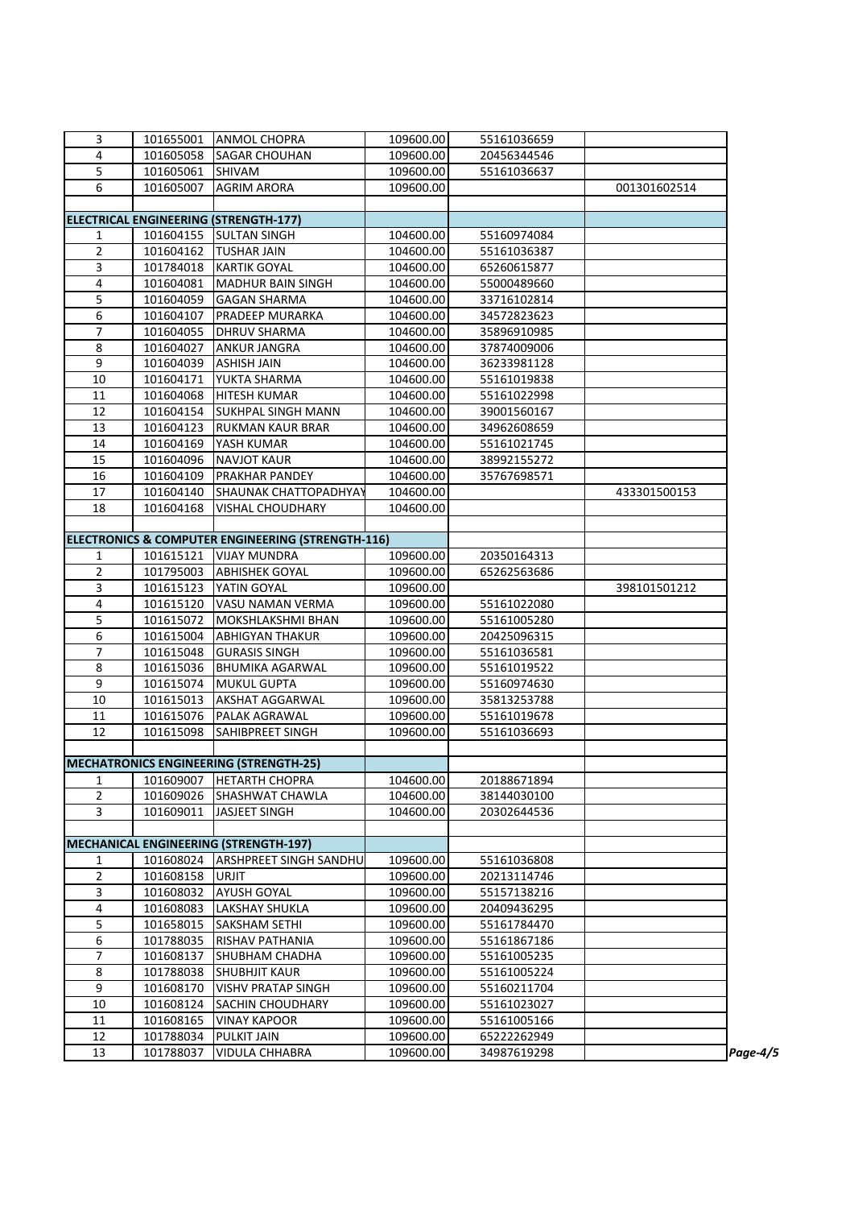| | | | | | |
|---|---|---|---|---|---|
| 3 | 101655001 | ANMOL CHOPRA | 109600.00 | 55161036659 | |
| 4 | 101605058 | SAGAR CHOUHAN | 109600.00 | 20456344546 | |
| 5 | 101605061 | SHIVAM | 109600.00 | 55161036637 | |
| 6 | 101605007 | AGRIM ARORA | 109600.00 | | 001301602514 |
| | | | | | |
| **ELECTRICAL ENGINEERING (STRENGTH-177)** | | | | | |
| 1 | 101604155 | SULTAN SINGH | 104600.00 | 55160974084 | |
| 2 | 101604162 | TUSHAR JAIN | 104600.00 | 55161036387 | |
| 3 | 101784018 | KARTIK GOYAL | 104600.00 | 65260615877 | |
| 4 | 101604081 | MADHUR BAIN SINGH | 104600.00 | 55000489660 | |
| 5 | 101604059 | GAGAN SHARMA | 104600.00 | 33716102814 | |
| 6 | 101604107 | PRADEEP MURARKA | 104600.00 | 34572823623 | |
| 7 | 101604055 | DHRUV SHARMA | 104600.00 | 35896910985 | |
| 8 | 101604027 | ANKUR JANGRA | 104600.00 | 37874009006 | |
| 9 | 101604039 | ASHISH JAIN | 104600.00 | 36233981128 | |
| 10 | 101604171 | YUKTA SHARMA | 104600.00 | 55161019838 | |
| 11 | 101604068 | HITESH KUMAR | 104600.00 | 55161022998 | |
| 12 | 101604154 | SUKHPAL SINGH MANN | 104600.00 | 39001560167 | |
| 13 | 101604123 | RUKMAN KAUR BRAR | 104600.00 | 34962608659 | |
| 14 | 101604169 | YASH KUMAR | 104600.00 | 55161021745 | |
| 15 | 101604096 | NAVJOT KAUR | 104600.00 | 38992155272 | |
| 16 | 101604109 | PRAKHAR PANDEY | 104600.00 | 35767698571 | |
| 17 | 101604140 | SHAUNAK CHATTOPADHYAY | 104600.00 | | 433301500153 |
| 18 | 101604168 | VISHAL CHOUDHARY | 104600.00 | | |
| | | | | | |
| **ELECTRONICS & COMPUTER ENGINEERING (STRENGTH-116)** | | | | | |
| 1 | 101615121 | VIJAY MUNDRA | 109600.00 | 20350164313 | |
| 2 | 101795003 | ABHISHEK GOYAL | 109600.00 | 65262563686 | |
| 3 | 101615123 | YATIN GOYAL | 109600.00 | | 398101501212 |
| 4 | 101615120 | VASU NAMAN VERMA | 109600.00 | 55161022080 | |
| 5 | 101615072 | MOKSHLAKSHMI BHAN | 109600.00 | 55161005280 | |
| 6 | 101615004 | ABHIGYAN THAKUR | 109600.00 | 20425096315 | |
| 7 | 101615048 | GURASIS SINGH | 109600.00 | 55161036581 | |
| 8 | 101615036 | BHUMIKA AGARWAL | 109600.00 | 55161019522 | |
| 9 | 101615074 | MUKUL GUPTA | 109600.00 | 55160974630 | |
| 10 | 101615013 | AKSHAT AGGARWAL | 109600.00 | 35813253788 | |
| 11 | 101615076 | PALAK AGRAWAL | 109600.00 | 55161019678 | |
| 12 | 101615098 | SAHIBPREET SINGH | 109600.00 | 55161036693 | |
| | | | | | |
| **MECHATRONICS ENGINEERING (STRENGTH-25)** | | | | | |
| 1 | 101609007 | HETARTH CHOPRA | 104600.00 | 20188671894 | |
| 2 | 101609026 | SHASHWAT CHAWLA | 104600.00 | 38144030100 | |
| 3 | 101609011 | JASJEET SINGH | 104600.00 | 20302644536 | |
| | | | | | |
| **MECHANICAL ENGINEERING (STRENGTH-197)** | | | | | |
| 1 | 101608024 | ARSHPREET SINGH SANDHU | 109600.00 | 55161036808 | |
| 2 | 101608158 | URJIT | 109600.00 | 20213114746 | |
| 3 | 101608032 | AYUSH GOYAL | 109600.00 | 55157138216 | |
| 4 | 101608083 | LAKSHAY SHUKLA | 109600.00 | 20409436295 | |
| 5 | 101658015 | SAKSHAM SETHI | 109600.00 | 55161784470 | |
| 6 | 101788035 | RISHAV PATHANIA | 109600.00 | 55161867186 | |
| 7 | 101608137 | SHUBHAM CHADHA | 109600.00 | 55161005235 | |
| 8 | 101788038 | SHUBHJIT KAUR | 109600.00 | 55161005224 | |
| 9 | 101608170 | VISHV PRATAP SINGH | 109600.00 | 55160211704 | |
| 10 | 101608124 | SACHIN CHOUDHARY | 109600.00 | 55161023027 | |
| 11 | 101608165 | VINAY KAPOOR | 109600.00 | 55161005166 | |
| 12 | 101788034 | PULKIT JAIN | 109600.00 | 65222262949 | |
| 13 | 101788037 | VIDULA CHHABRA | 109600.00 | 34987619298 | |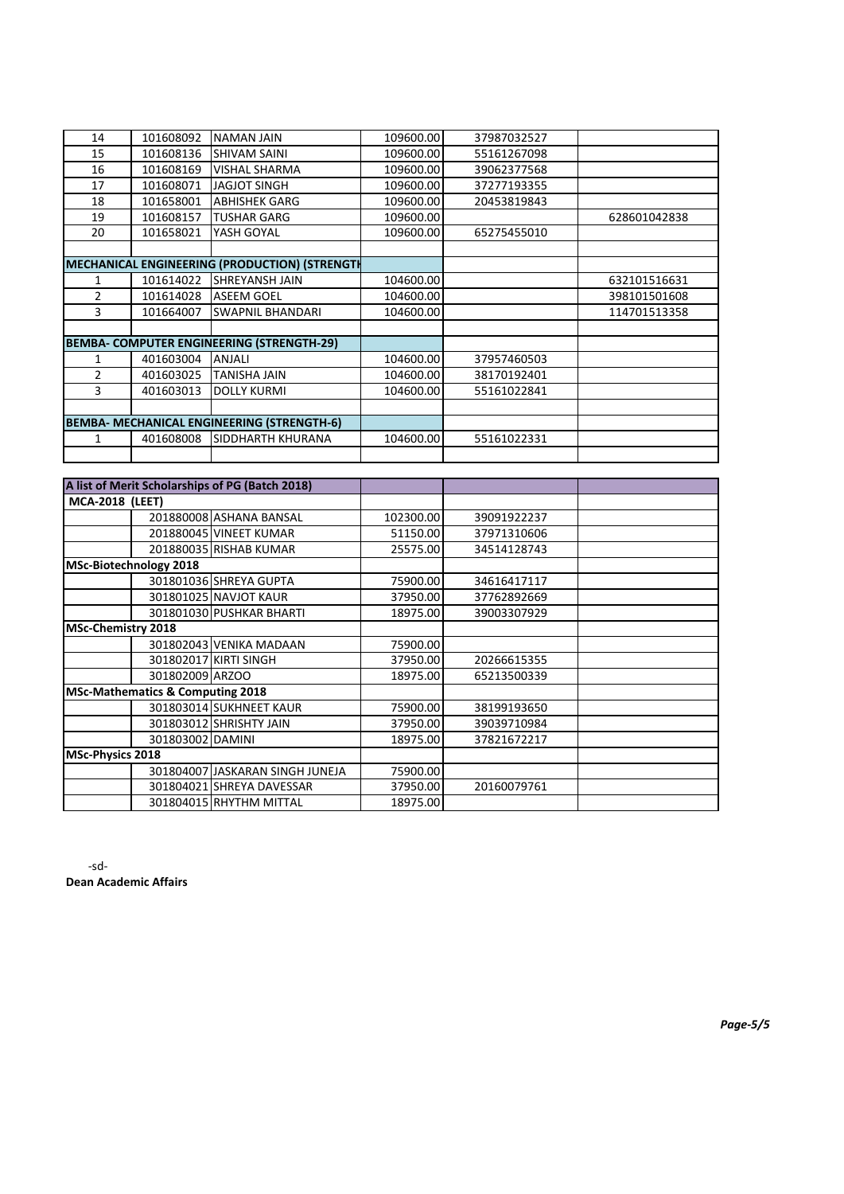| | | | | | |
|---|---|---|---|---|---|
| 14 | 101608092 | NAMAN JAIN | 109600.00 | 37987032527 | |
| 15 | 101608136 | SHIVAM SAINI | 109600.00 | 55161267098 | |
| 16 | 101608169 | VISHAL SHARMA | 109600.00 | 39062377568 | |
| 17 | 101608071 | JAGJOT SINGH | 109600.00 | 37277193355 | |
| 18 | 101658001 | ABHISHEK GARG | 109600.00 | 20453819843 | |
| 19 | 101608157 | TUSHAR GARG | 109600.00 | | 628601042838 |
| 20 | 101658021 | YASH GOYAL | 109600.00 | 65275455010 | |
| | | | | | |
| **MECHANICAL ENGINEERING (PRODUCTION) (STRENGTH** | | | | | |
| 1 | 101614022 | SHREYANSH JAIN | 104600.00 | | 632101516631 |
| 2 | 101614028 | ASEEM GOEL | 104600.00 | | 398101501608 |
| 3 | 101664007 | SWAPNIL BHANDARI | 104600.00 | | 114701513358 |
| | | | | | |
| **BEMBA- COMPUTER ENGINEERING (STRENGTH-29)** | | | | | |
| 1 | 401603004 | ANJALI | 104600.00 | 37957460503 | |
| 2 | 401603025 | TANISHA JAIN | 104600.00 | 38170192401 | |
| 3 | 401603013 | DOLLY KURMI | 104600.00 | 55161022841 | |
| | | | | | |
| **BEMBA- MECHANICAL ENGINEERING (STRENGTH-6)** | | | | | |
| 1 | 401608008 | SIDDHARTH KHURANA | 104600.00 | 55161022331 | |
| | | | | | |

| **A list of Merit Scholarships of PG (Batch 2018)** | | | | | |
|---|---|---|---|---|---|
| **MCA-2018 (LEET)** | | | | | |
| | 201880008 | ASHANA BANSAL | 102300.00 | 39091922237 | |
| | 201880045 | VINEET KUMAR | 51150.00 | 37971310606 | |
| | 201880035 | RISHAB KUMAR | 25575.00 | 34514128743 | |
| **MSc-Biotechnology 2018** | | | | | |
| | 301801036 | SHREYA GUPTA | 75900.00 | 34616417117 | |
| | 301801025 | NAVJOT KAUR | 37950.00 | 37762892669 | |
| | 301801030 | PUSHKAR BHARTI | 18975.00 | 39003307929 | |
| **MSc-Chemistry 2018** | | | | | |
| | 301802043 | VENIKA MADAAN | 75900.00 | | |
| | 301802017 | KIRTI SINGH | 37950.00 | 20266615355 | |
| | 301802009 | ARZOO | 18975.00 | 65213500339 | |
| **MSc-Mathematics & Computing 2018** | | | | | |
| | 301803014 | SUKHNEET KAUR | 75900.00 | 38199193650 | |
| | 301803012 | SHRISHTY JAIN | 37950.00 | 39039710984 | |
| | 301803002 | DAMINI | 18975.00 | 37821672217 | |
| **MSc-Physics 2018** | | | | | |
| | 301804007 | JASKARAN SINGH JUNEJA | 75900.00 | | |
| | 301804021 | SHREYA DAVESSAR | 37950.00 | 20160079761 | |
| | 301804015 | RHYTHM MITTAL | 18975.00 | | |

-sd-
**Dean Academic Affairs**